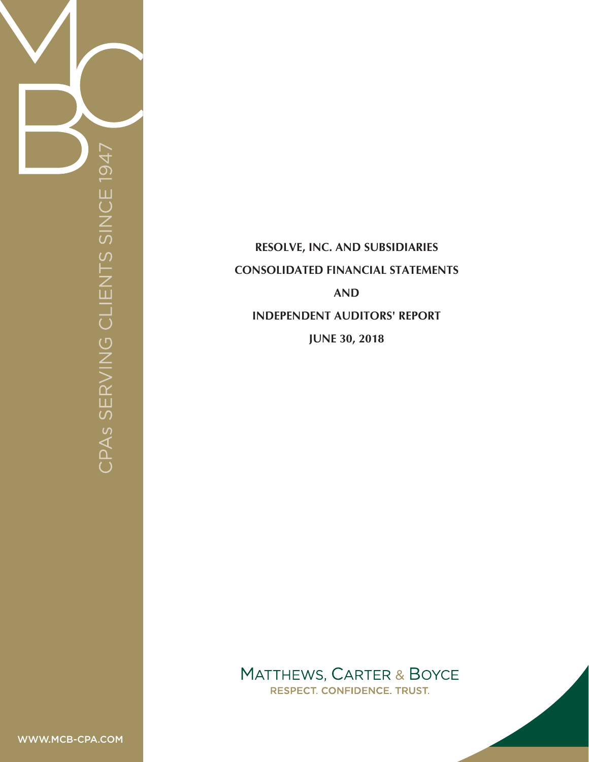# RESOLVE, INC. AND SUBSIDIARIES

## CONSOLIDATED FINANCIAL STATEMENTS

## AND

## INDEPENDENT AUDITORS' REPORT

## JUNE 30, 2018

MATTHEWS, CARTER & BOYCE

RESPECT. CONFIDENCE. TRUST.

CPAs SERVING CLIENTS SINCE 1947

WWW.MCB-CPA.COM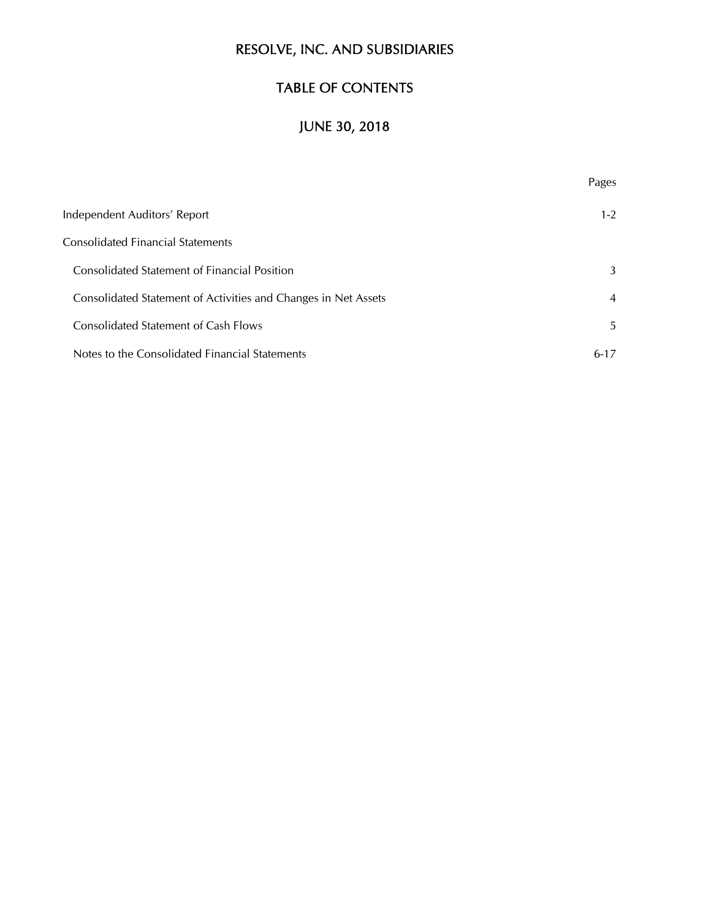# RESOLVE, INC. AND SUBSIDIARIES

## TABLE OF CONTENTS

## JUNE 30, 2018

| | Pages |
|---|---|
| Independent Auditors' Report | 1-2 |
| Consolidated Financial Statements | |
| Consolidated Statement of Financial Position | 3 |
| Consolidated Statement of Activities and Changes in Net Assets | 4 |
| Consolidated Statement of Cash Flows | 5 |
| Notes to the Consolidated Financial Statements | 6-17 |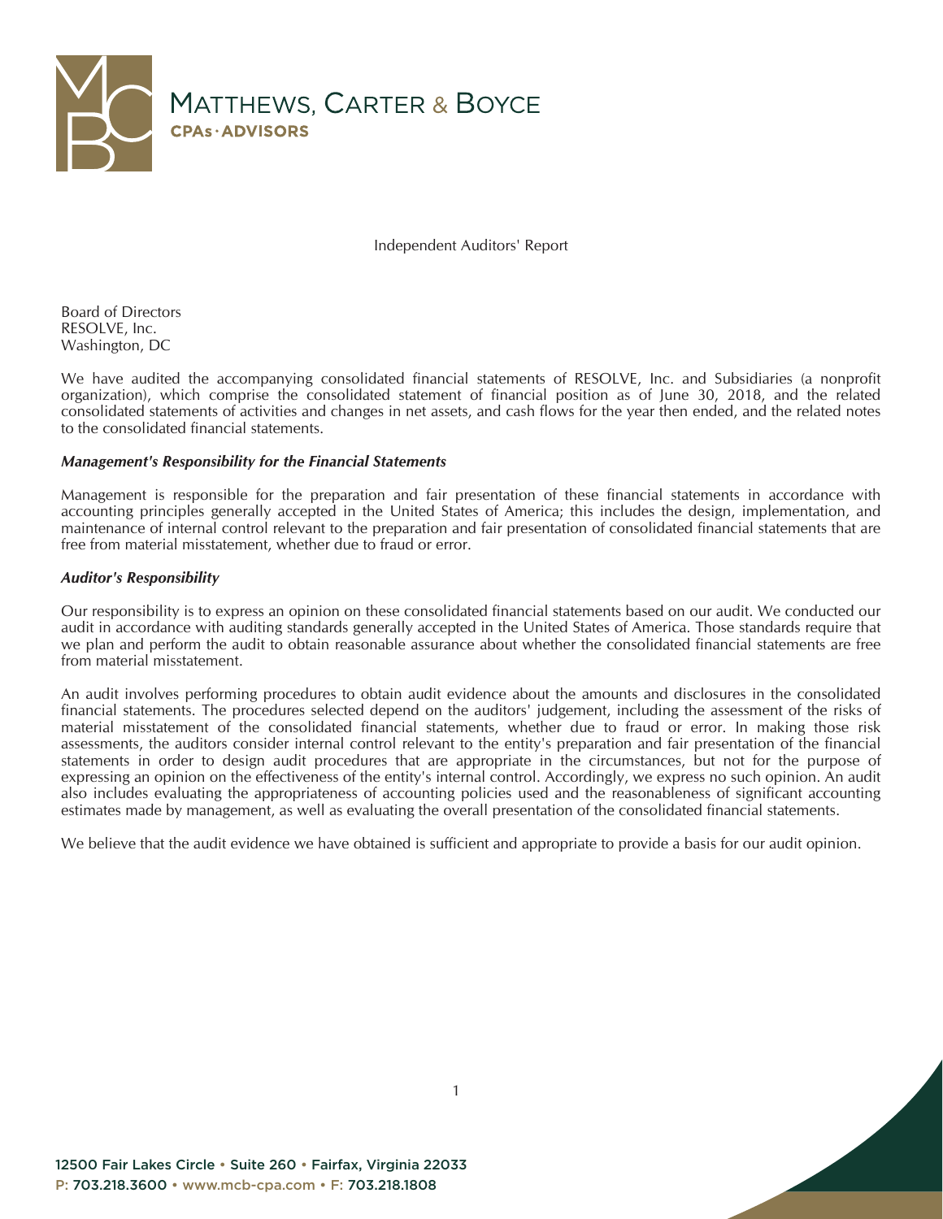# Independent Auditors' Report

Board of Directors
RESOLVE, Inc.
Washington, DC

We have audited the accompanying consolidated financial statements of RESOLVE, Inc. and Subsidiaries (a nonprofit organization), which comprise the consolidated statement of financial position as of June 30, 2018, and the related consolidated statements of activities and changes in net assets, and cash flows for the year then ended, and the related notes to the consolidated financial statements.

***Management's Responsibility for the Financial Statements***

Management is responsible for the preparation and fair presentation of these financial statements in accordance with accounting principles generally accepted in the United States of America; this includes the design, implementation, and maintenance of internal control relevant to the preparation and fair presentation of consolidated financial statements that are free from material misstatement, whether due to fraud or error.

***Auditor's Responsibility***

Our responsibility is to express an opinion on these consolidated financial statements based on our audit. We conducted our audit in accordance with auditing standards generally accepted in the United States of America. Those standards require that we plan and perform the audit to obtain reasonable assurance about whether the consolidated financial statements are free from material misstatement.

An audit involves performing procedures to obtain audit evidence about the amounts and disclosures in the consolidated financial statements. The procedures selected depend on the auditors' judgement, including the assessment of the risks of material misstatement of the consolidated financial statements, whether due to fraud or error. In making those risk assessments, the auditors consider internal control relevant to the entity's preparation and fair presentation of the financial statements in order to design audit procedures that are appropriate in the circumstances, but not for the purpose of expressing an opinion on the effectiveness of the entity's internal control. Accordingly, we express no such opinion. An audit also includes evaluating the appropriateness of accounting policies used and the reasonableness of significant accounting estimates made by management, as well as evaluating the overall presentation of the consolidated financial statements.

We believe that the audit evidence we have obtained is sufficient and appropriate to provide a basis for our audit opinion.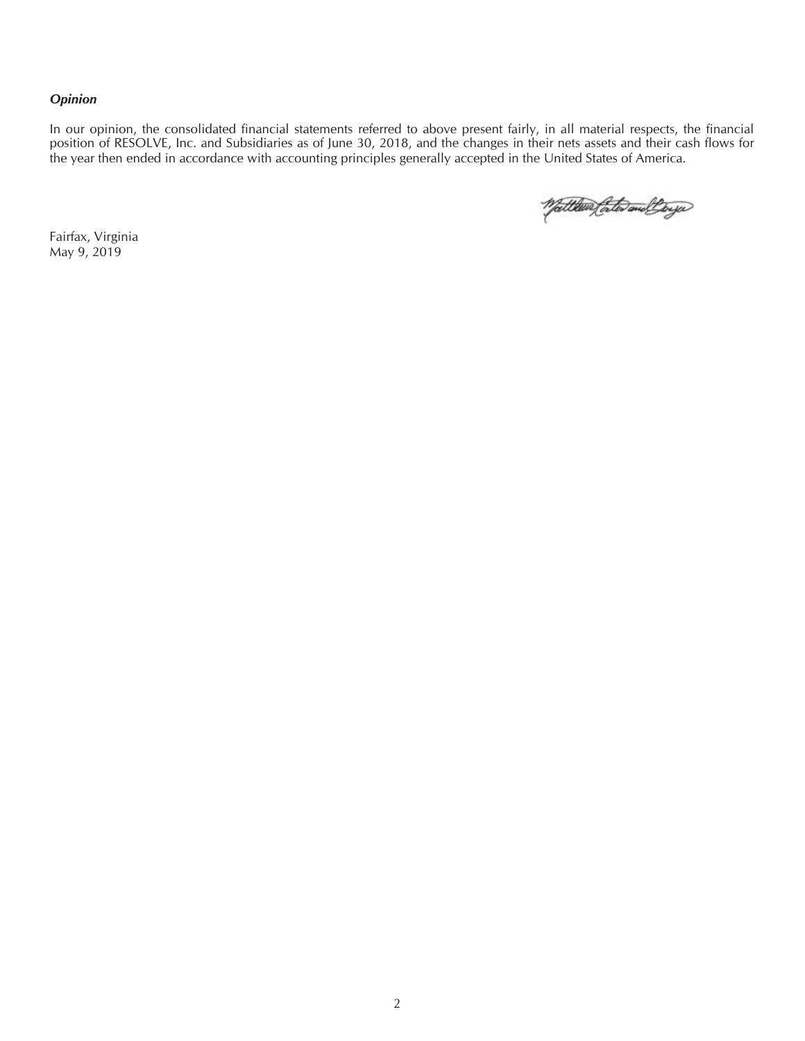### *Opinion*

In our opinion, the consolidated financial statements referred to above present fairly, in all material respects, the financial position of RESOLVE, Inc. and Subsidiaries as of June 30, 2018, and the changes in their nets assets and their cash flows for the year then ended in accordance with accounting principles generally accepted in the United States of America.

Fairfax, Virginia
May 9, 2019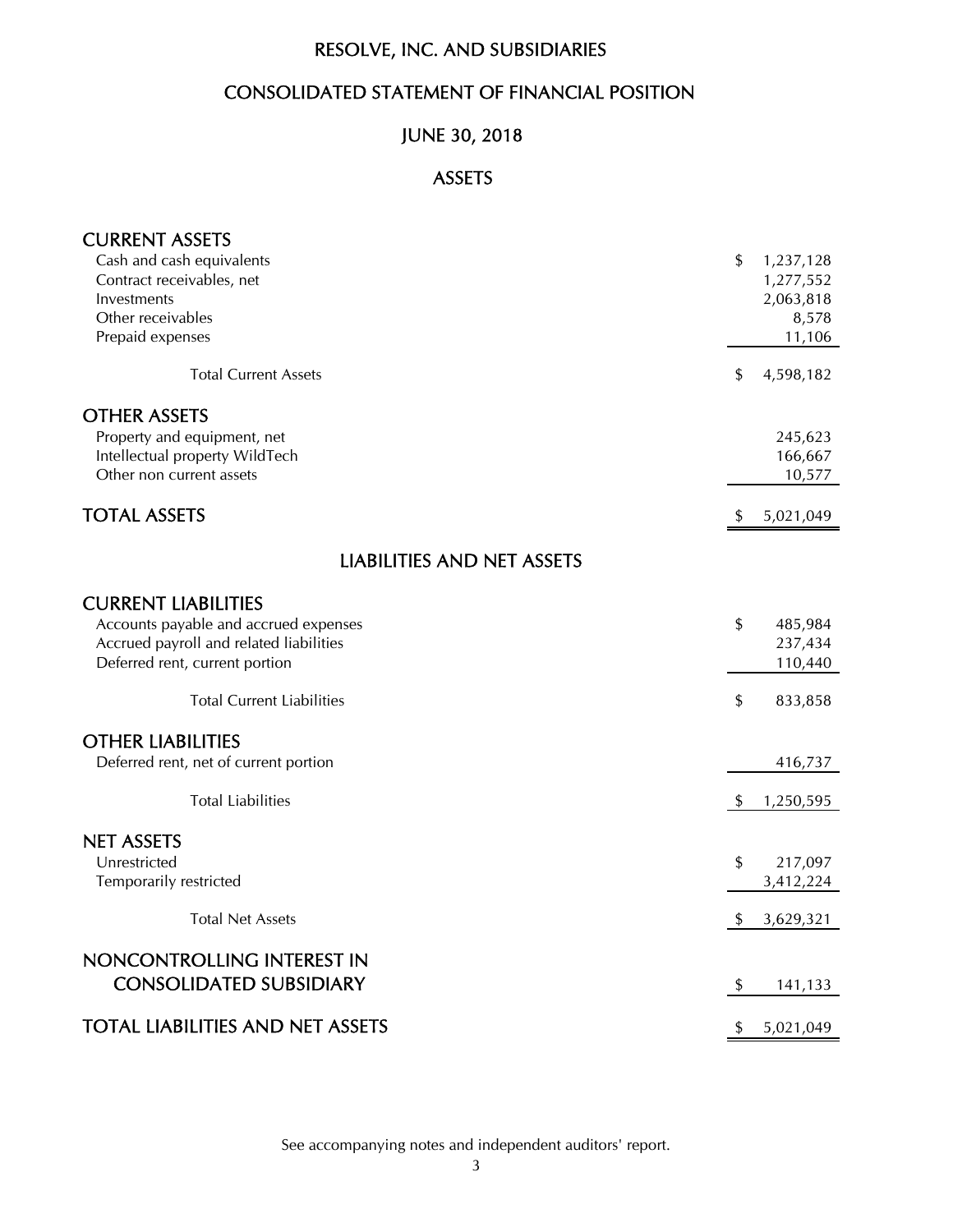# RESOLVE, INC. AND SUBSIDIARIES

## CONSOLIDATED STATEMENT OF FINANCIAL POSITION

## JUNE 30, 2018

### ASSETS

| | |
|---|---|
| **CURRENT ASSETS** | |
| Cash and cash equivalents | $ 1,237,128 |
| Contract receivables, net | 1,277,552 |
| Investments | 2,063,818 |
| Other receivables | 8,578 |
| Prepaid expenses | 11,106 |
| Total Current Assets | $ 4,598,182 |
| **OTHER ASSETS** | |
| Property and equipment, net | 245,623 |
| Intellectual property WildTech | 166,667 |
| Other non current assets | 10,577 |
| **TOTAL ASSETS** | $ 5,021,049 |

### LIABILITIES AND NET ASSETS

| | |
|---|---|
| **CURRENT LIABILITIES** | |
| Accounts payable and accrued expenses | $ 485,984 |
| Accrued payroll and related liabilities | 237,434 |
| Deferred rent, current portion | 110,440 |
| Total Current Liabilities | $ 833,858 |
| **OTHER LIABILITIES** | |
| Deferred rent, net of current portion | 416,737 |
| Total Liabilities | $ 1,250,595 |
| **NET ASSETS** | |
| Unrestricted | $ 217,097 |
| Temporarily restricted | 3,412,224 |
| Total Net Assets | $ 3,629,321 |
| **NONCONTROLLING INTEREST IN CONSOLIDATED SUBSIDIARY** | $ 141,133 |
| **TOTAL LIABILITIES AND NET ASSETS** | $ 5,021,049 |

See accompanying notes and independent auditors' report.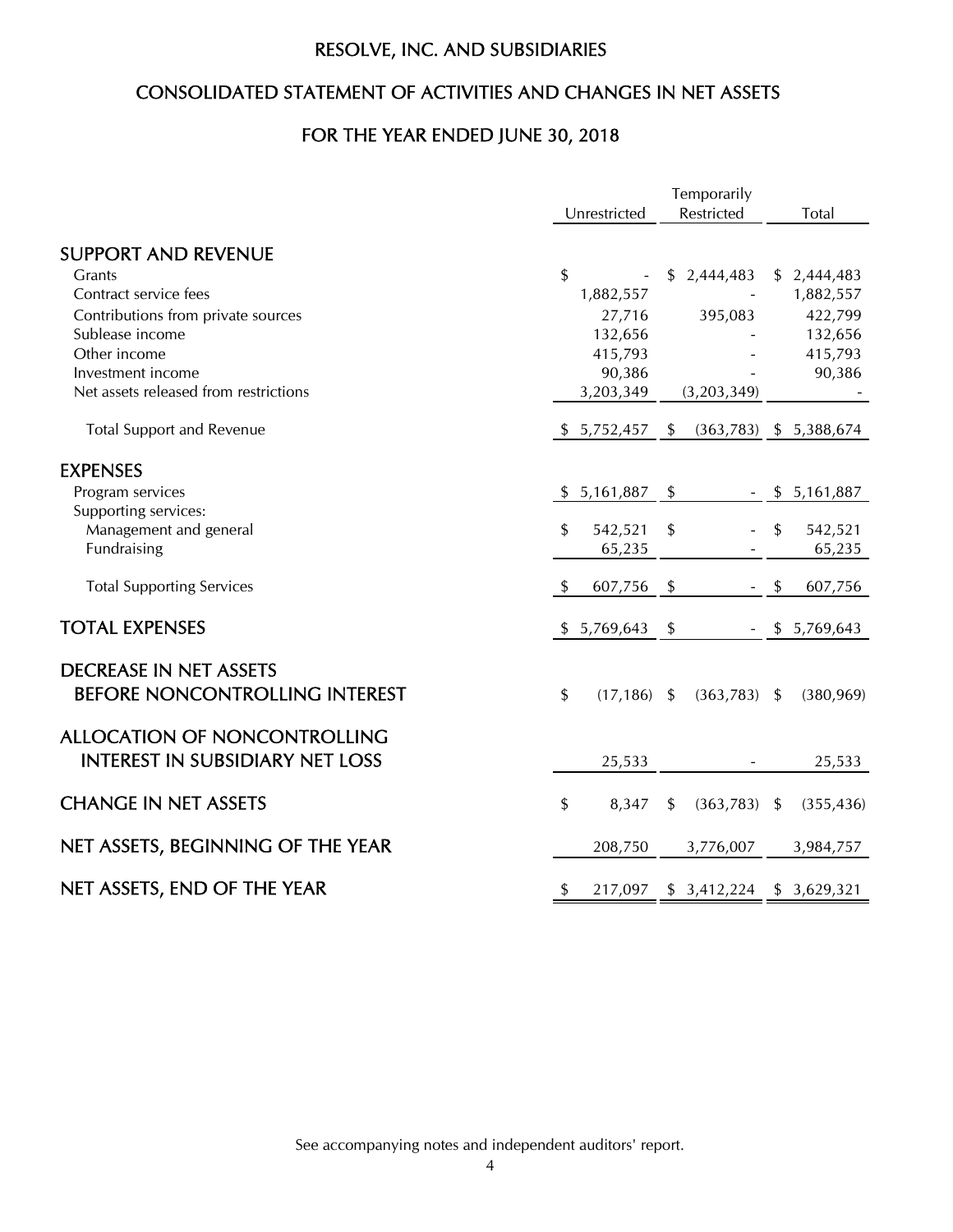# RESOLVE, INC. AND SUBSIDIARIES

## CONSOLIDATED STATEMENT OF ACTIVITIES AND CHANGES IN NET ASSETS

## FOR THE YEAR ENDED JUNE 30, 2018

| | Unrestricted | Temporarily Restricted | Total |
|---|---|---|---|
| **SUPPORT AND REVENUE** | | | |
| Grants | $ - | $ 2,444,483 | $ 2,444,483 |
| Contract service fees | 1,882,557 | - | 1,882,557 |
| Contributions from private sources | 27,716 | 395,083 | 422,799 |
| Sublease income | 132,656 | - | 132,656 |
| Other income | 415,793 | - | 415,793 |
| Investment income | 90,386 | - | 90,386 |
| Net assets released from restrictions | 3,203,349 | (3,203,349) | - |
| Total Support and Revenue | $ 5,752,457 | $ (363,783) | $ 5,388,674 |
| **EXPENSES** | | | |
| Program services | $ 5,161,887 | $ - | $ 5,161,887 |
| Supporting services: | | | |
| Management and general | $ 542,521 | $ - | $ 542,521 |
| Fundraising | 65,235 | - | 65,235 |
| Total Supporting Services | $ 607,756 | $ - | $ 607,756 |
| **TOTAL EXPENSES** | $ 5,769,643 | $ - | $ 5,769,643 |
| **DECREASE IN NET ASSETS BEFORE NONCONTROLLING INTEREST** | $ (17,186) | $ (363,783) | $ (380,969) |
| **ALLOCATION OF NONCONTROLLING INTEREST IN SUBSIDIARY NET LOSS** | 25,533 | - | 25,533 |
| **CHANGE IN NET ASSETS** | $ 8,347 | $ (363,783) | $ (355,436) |
| **NET ASSETS, BEGINNING OF THE YEAR** | 208,750 | 3,776,007 | 3,984,757 |
| **NET ASSETS, END OF THE YEAR** | $ 217,097 | $ 3,412,224 | $ 3,629,321 |

See accompanying notes and independent auditors' report.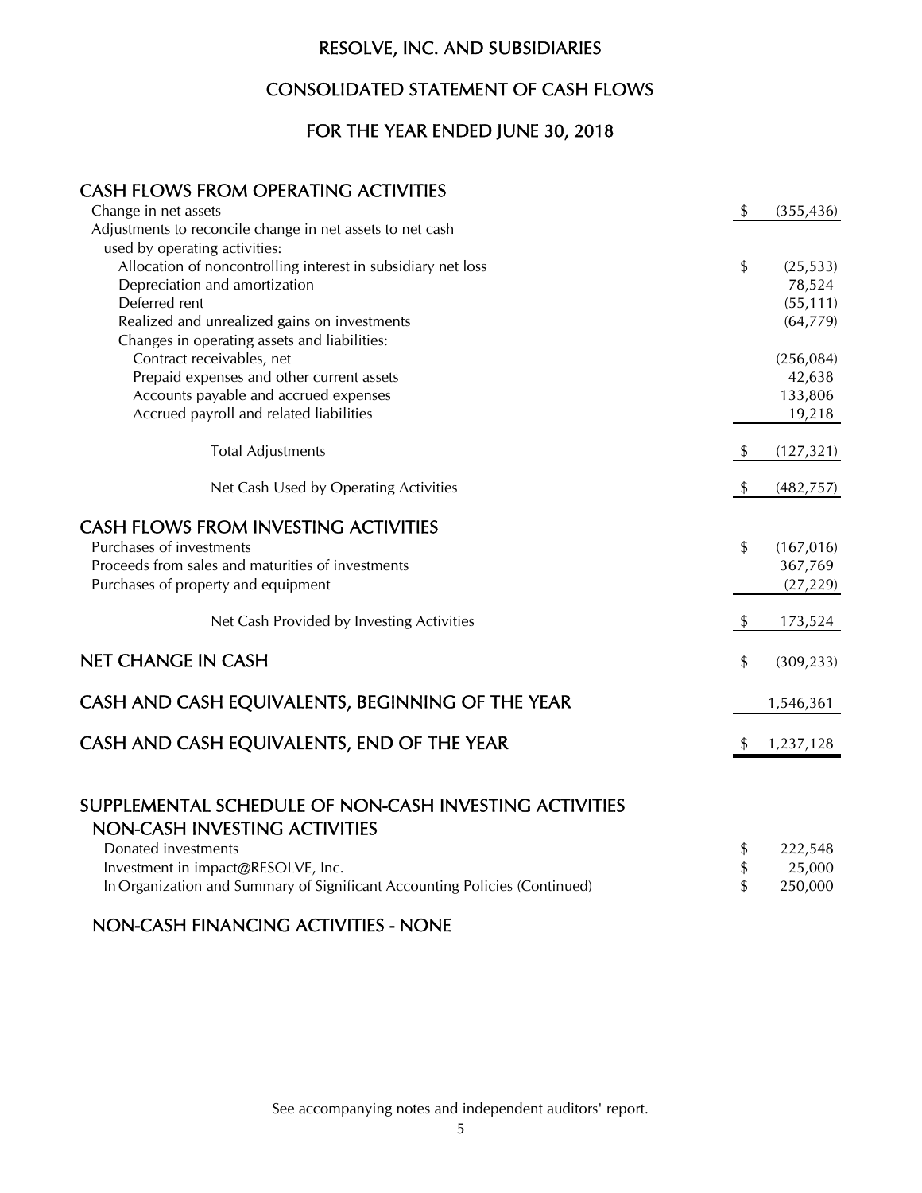# RESOLVE, INC. AND SUBSIDIARIES

## CONSOLIDATED STATEMENT OF CASH FLOWS

## FOR THE YEAR ENDED JUNE 30, 2018

| | |
|---|---|
| **CASH FLOWS FROM OPERATING ACTIVITIES** | |
| Change in net assets | $ (355,436) |
| Adjustments to reconcile change in net assets to net cash used by operating activities: | |
| Allocation of noncontrolling interest in subsidiary net loss | $ (25,533) |
| Depreciation and amortization | 78,524 |
| Deferred rent | (55,111) |
| Realized and unrealized gains on investments | (64,779) |
| Changes in operating assets and liabilities: | |
| Contract receivables, net | (256,084) |
| Prepaid expenses and other current assets | 42,638 |
| Accounts payable and accrued expenses | 133,806 |
| Accrued payroll and related liabilities | 19,218 |
| Total Adjustments | $ (127,321) |
| Net Cash Used by Operating Activities | $ (482,757) |
| **CASH FLOWS FROM INVESTING ACTIVITIES** | |
| Purchases of investments | $ (167,016) |
| Proceeds from sales and maturities of investments | 367,769 |
| Purchases of property and equipment | (27,229) |
| Net Cash Provided by Investing Activities | $ 173,524 |
| **NET CHANGE IN CASH** | $ (309,233) |
| **CASH AND CASH EQUIVALENTS, BEGINNING OF THE YEAR** | 1,546,361 |
| **CASH AND CASH EQUIVALENTS, END OF THE YEAR** | $ 1,237,128 |

## SUPPLEMENTAL SCHEDULE OF NON-CASH INVESTING ACTIVITIES

### NON-CASH INVESTING ACTIVITIES

| | |
|---|---|
| Donated investments | $ 222,548 |
| Investment in impact@RESOLVE, Inc. | $ 25,000 |
| In Organization and Summary of Significant Accounting Policies (Continued) | $ 250,000 |

### NON-CASH FINANCING ACTIVITIES - NONE

See accompanying notes and independent auditors' report.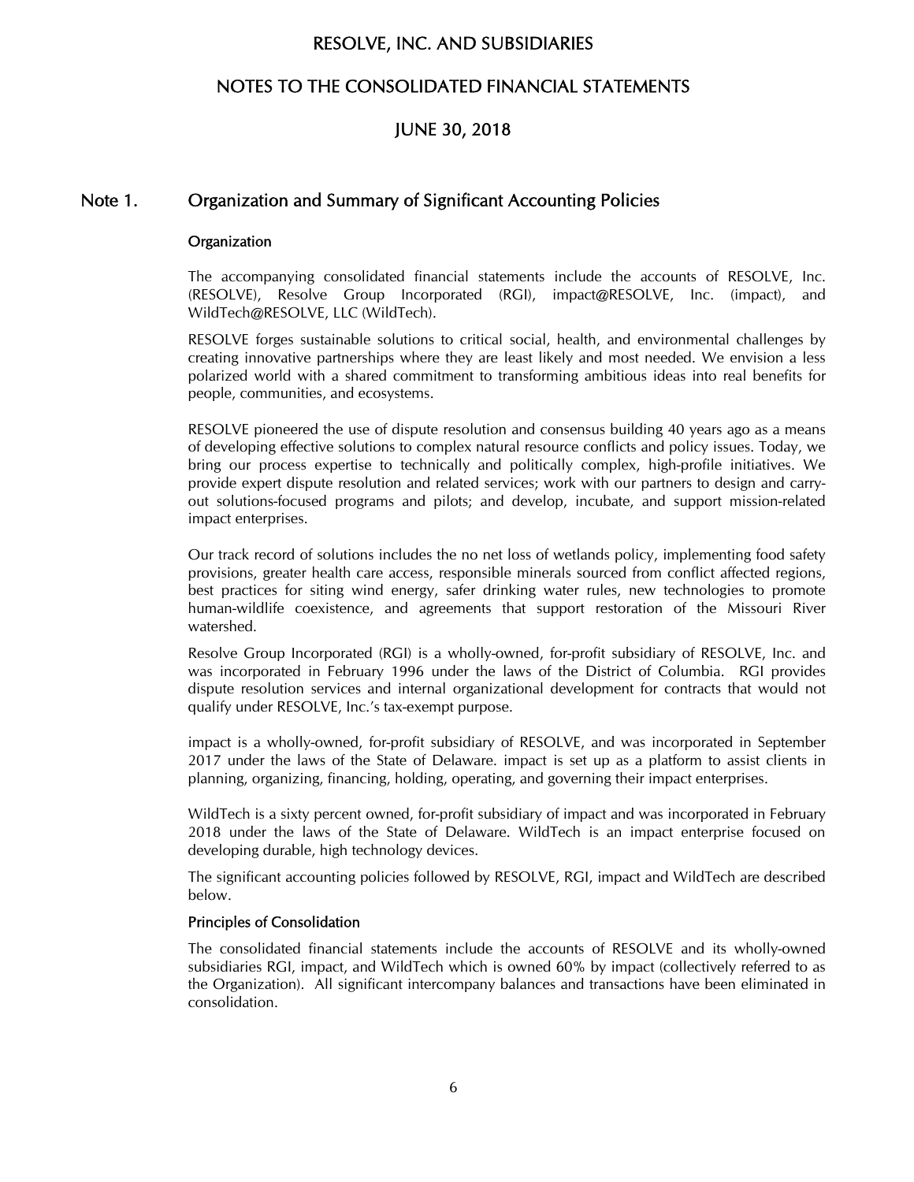# RESOLVE, INC. AND SUBSIDIARIES

## NOTES TO THE CONSOLIDATED FINANCIAL STATEMENTS

## JUNE 30, 2018

## Note 1. Organization and Summary of Significant Accounting Policies

### Organization

The accompanying consolidated financial statements include the accounts of RESOLVE, Inc. (RESOLVE), Resolve Group Incorporated (RGI), impact@RESOLVE, Inc. (impact), and WildTech@RESOLVE, LLC (WildTech).

RESOLVE forges sustainable solutions to critical social, health, and environmental challenges by creating innovative partnerships where they are least likely and most needed. We envision a less polarized world with a shared commitment to transforming ambitious ideas into real benefits for people, communities, and ecosystems.

RESOLVE pioneered the use of dispute resolution and consensus building 40 years ago as a means of developing effective solutions to complex natural resource conflicts and policy issues. Today, we bring our process expertise to technically and politically complex, high-profile initiatives. We provide expert dispute resolution and related services; work with our partners to design and carry-out solutions-focused programs and pilots; and develop, incubate, and support mission-related impact enterprises.

Our track record of solutions includes the no net loss of wetlands policy, implementing food safety provisions, greater health care access, responsible minerals sourced from conflict affected regions, best practices for siting wind energy, safer drinking water rules, new technologies to promote human-wildlife coexistence, and agreements that support restoration of the Missouri River watershed.

Resolve Group Incorporated (RGI) is a wholly-owned, for-profit subsidiary of RESOLVE, Inc. and was incorporated in February 1996 under the laws of the District of Columbia. RGI provides dispute resolution services and internal organizational development for contracts that would not qualify under RESOLVE, Inc.'s tax-exempt purpose.

impact is a wholly-owned, for-profit subsidiary of RESOLVE, and was incorporated in September 2017 under the laws of the State of Delaware. impact is set up as a platform to assist clients in planning, organizing, financing, holding, operating, and governing their impact enterprises.

WildTech is a sixty percent owned, for-profit subsidiary of impact and was incorporated in February 2018 under the laws of the State of Delaware. WildTech is an impact enterprise focused on developing durable, high technology devices.

The significant accounting policies followed by RESOLVE, RGI, impact and WildTech are described below.

### Principles of Consolidation

The consolidated financial statements include the accounts of RESOLVE and its wholly-owned subsidiaries RGI, impact, and WildTech which is owned 60% by impact (collectively referred to as the Organization). All significant intercompany balances and transactions have been eliminated in consolidation.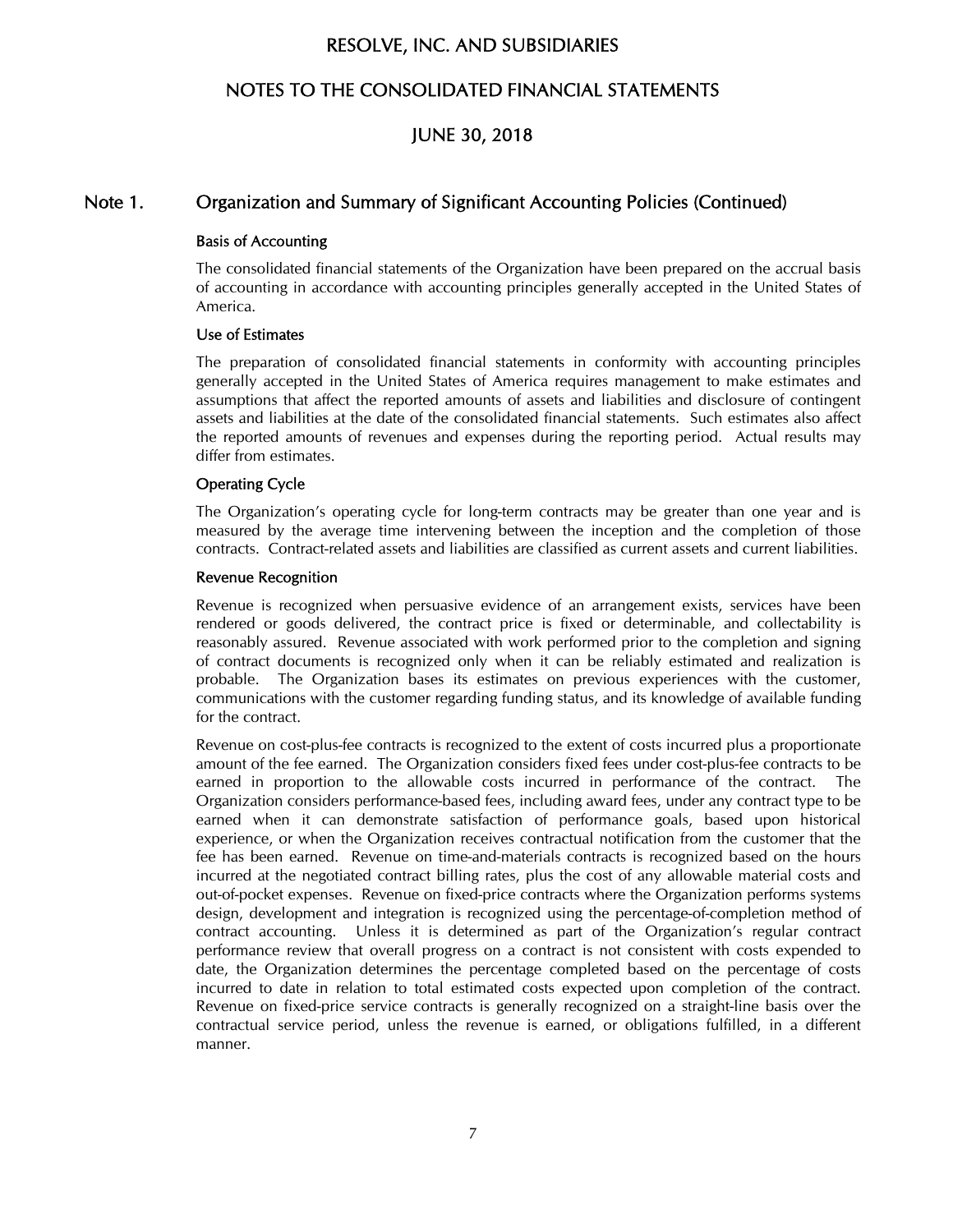## Note 1. Organization and Summary of Significant Accounting Policies (Continued)

### Basis of Accounting

The consolidated financial statements of the Organization have been prepared on the accrual basis of accounting in accordance with accounting principles generally accepted in the United States of America.

### Use of Estimates

The preparation of consolidated financial statements in conformity with accounting principles generally accepted in the United States of America requires management to make estimates and assumptions that affect the reported amounts of assets and liabilities and disclosure of contingent assets and liabilities at the date of the consolidated financial statements. Such estimates also affect the reported amounts of revenues and expenses during the reporting period. Actual results may differ from estimates.

### Operating Cycle

The Organization's operating cycle for long-term contracts may be greater than one year and is measured by the average time intervening between the inception and the completion of those contracts. Contract-related assets and liabilities are classified as current assets and current liabilities.

### Revenue Recognition

Revenue is recognized when persuasive evidence of an arrangement exists, services have been rendered or goods delivered, the contract price is fixed or determinable, and collectability is reasonably assured. Revenue associated with work performed prior to the completion and signing of contract documents is recognized only when it can be reliably estimated and realization is probable. The Organization bases its estimates on previous experiences with the customer, communications with the customer regarding funding status, and its knowledge of available funding for the contract.

Revenue on cost-plus-fee contracts is recognized to the extent of costs incurred plus a proportionate amount of the fee earned. The Organization considers fixed fees under cost-plus-fee contracts to be earned in proportion to the allowable costs incurred in performance of the contract. The Organization considers performance-based fees, including award fees, under any contract type to be earned when it can demonstrate satisfaction of performance goals, based upon historical experience, or when the Organization receives contractual notification from the customer that the fee has been earned. Revenue on time-and-materials contracts is recognized based on the hours incurred at the negotiated contract billing rates, plus the cost of any allowable material costs and out-of-pocket expenses. Revenue on fixed-price contracts where the Organization performs systems design, development and integration is recognized using the percentage-of-completion method of contract accounting. Unless it is determined as part of the Organization's regular contract performance review that overall progress on a contract is not consistent with costs expended to date, the Organization determines the percentage completed based on the percentage of costs incurred to date in relation to total estimated costs expected upon completion of the contract. Revenue on fixed-price service contracts is generally recognized on a straight-line basis over the contractual service period, unless the revenue is earned, or obligations fulfilled, in a different manner.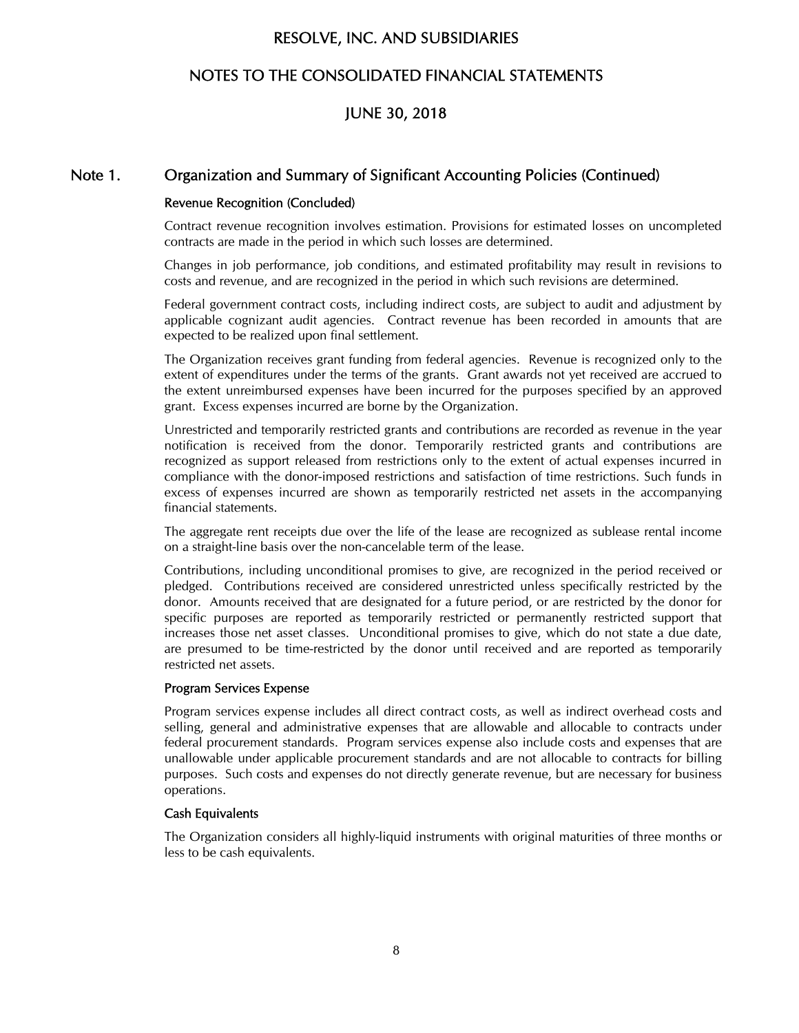## Note 1. Organization and Summary of Significant Accounting Policies (Continued)

### Revenue Recognition (Concluded)

Contract revenue recognition involves estimation. Provisions for estimated losses on uncompleted contracts are made in the period in which such losses are determined.

Changes in job performance, job conditions, and estimated profitability may result in revisions to costs and revenue, and are recognized in the period in which such revisions are determined.

Federal government contract costs, including indirect costs, are subject to audit and adjustment by applicable cognizant audit agencies. Contract revenue has been recorded in amounts that are expected to be realized upon final settlement.

The Organization receives grant funding from federal agencies. Revenue is recognized only to the extent of expenditures under the terms of the grants. Grant awards not yet received are accrued to the extent unreimbursed expenses have been incurred for the purposes specified by an approved grant. Excess expenses incurred are borne by the Organization.

Unrestricted and temporarily restricted grants and contributions are recorded as revenue in the year notification is received from the donor. Temporarily restricted grants and contributions are recognized as support released from restrictions only to the extent of actual expenses incurred in compliance with the donor-imposed restrictions and satisfaction of time restrictions. Such funds in excess of expenses incurred are shown as temporarily restricted net assets in the accompanying financial statements.

The aggregate rent receipts due over the life of the lease are recognized as sublease rental income on a straight-line basis over the non-cancelable term of the lease.

Contributions, including unconditional promises to give, are recognized in the period received or pledged. Contributions received are considered unrestricted unless specifically restricted by the donor. Amounts received that are designated for a future period, or are restricted by the donor for specific purposes are reported as temporarily restricted or permanently restricted support that increases those net asset classes. Unconditional promises to give, which do not state a due date, are presumed to be time-restricted by the donor until received and are reported as temporarily restricted net assets.

### Program Services Expense

Program services expense includes all direct contract costs, as well as indirect overhead costs and selling, general and administrative expenses that are allowable and allocable to contracts under federal procurement standards. Program services expense also include costs and expenses that are unallowable under applicable procurement standards and are not allocable to contracts for billing purposes. Such costs and expenses do not directly generate revenue, but are necessary for business operations.

### Cash Equivalents

The Organization considers all highly-liquid instruments with original maturities of three months or less to be cash equivalents.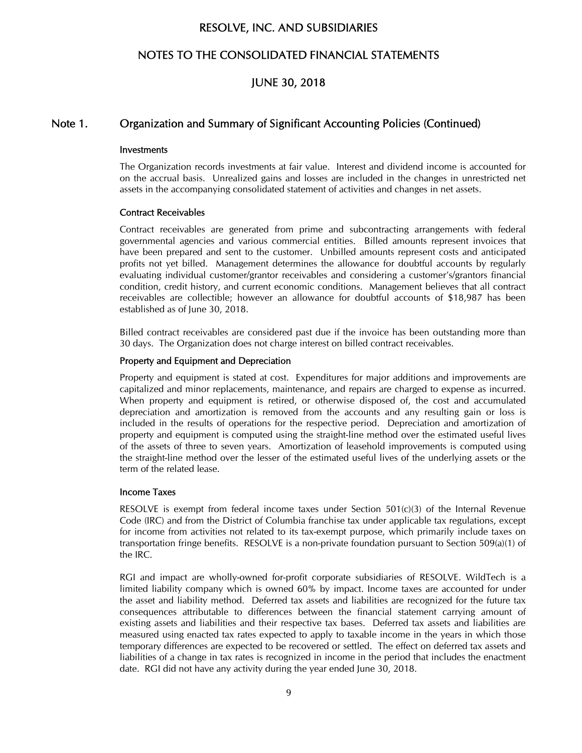# RESOLVE, INC. AND SUBSIDIARIES

## NOTES TO THE CONSOLIDATED FINANCIAL STATEMENTS

## JUNE 30, 2018

## Note 1. Organization and Summary of Significant Accounting Policies (Continued)

### Investments

The Organization records investments at fair value. Interest and dividend income is accounted for on the accrual basis. Unrealized gains and losses are included in the changes in unrestricted net assets in the accompanying consolidated statement of activities and changes in net assets.

### Contract Receivables

Contract receivables are generated from prime and subcontracting arrangements with federal governmental agencies and various commercial entities. Billed amounts represent invoices that have been prepared and sent to the customer. Unbilled amounts represent costs and anticipated profits not yet billed. Management determines the allowance for doubtful accounts by regularly evaluating individual customer/grantor receivables and considering a customer's/grantors financial condition, credit history, and current economic conditions. Management believes that all contract receivables are collectible; however an allowance for doubtful accounts of $18,987 has been established as of June 30, 2018.

Billed contract receivables are considered past due if the invoice has been outstanding more than 30 days. The Organization does not charge interest on billed contract receivables.

### Property and Equipment and Depreciation

Property and equipment is stated at cost. Expenditures for major additions and improvements are capitalized and minor replacements, maintenance, and repairs are charged to expense as incurred. When property and equipment is retired, or otherwise disposed of, the cost and accumulated depreciation and amortization is removed from the accounts and any resulting gain or loss is included in the results of operations for the respective period. Depreciation and amortization of property and equipment is computed using the straight-line method over the estimated useful lives of the assets of three to seven years. Amortization of leasehold improvements is computed using the straight-line method over the lesser of the estimated useful lives of the underlying assets or the term of the related lease.

### Income Taxes

RESOLVE is exempt from federal income taxes under Section 501(c)(3) of the Internal Revenue Code (IRC) and from the District of Columbia franchise tax under applicable tax regulations, except for income from activities not related to its tax-exempt purpose, which primarily include taxes on transportation fringe benefits. RESOLVE is a non-private foundation pursuant to Section 509(a)(1) of the IRC.

RGI and impact are wholly-owned for-profit corporate subsidiaries of RESOLVE. WildTech is a limited liability company which is owned 60% by impact. Income taxes are accounted for under the asset and liability method. Deferred tax assets and liabilities are recognized for the future tax consequences attributable to differences between the financial statement carrying amount of existing assets and liabilities and their respective tax bases. Deferred tax assets and liabilities are measured using enacted tax rates expected to apply to taxable income in the years in which those temporary differences are expected to be recovered or settled. The effect on deferred tax assets and liabilities of a change in tax rates is recognized in income in the period that includes the enactment date. RGI did not have any activity during the year ended June 30, 2018.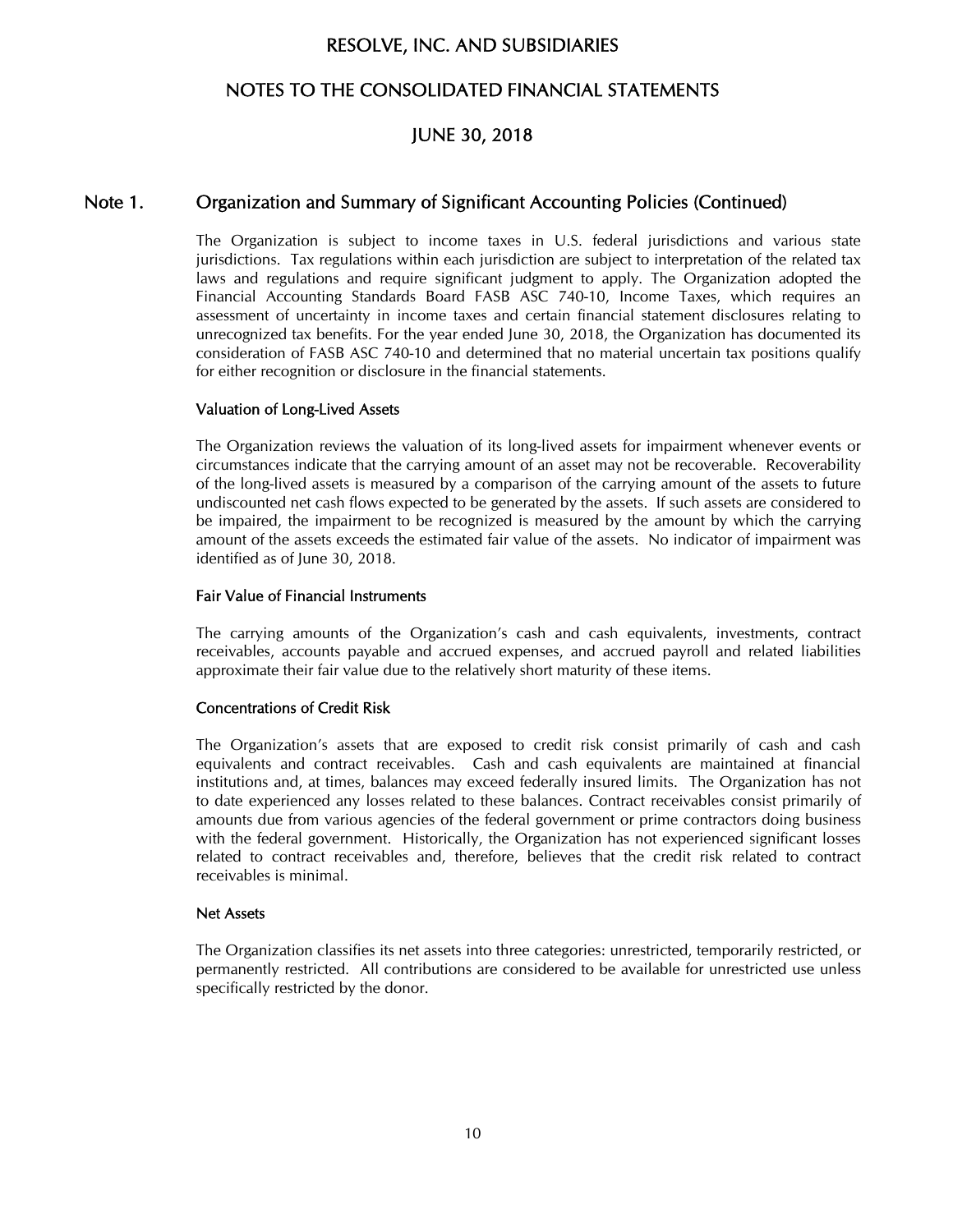## Note 1. Organization and Summary of Significant Accounting Policies (Continued)

The Organization is subject to income taxes in U.S. federal jurisdictions and various state jurisdictions. Tax regulations within each jurisdiction are subject to interpretation of the related tax laws and regulations and require significant judgment to apply. The Organization adopted the Financial Accounting Standards Board FASB ASC 740-10, Income Taxes, which requires an assessment of uncertainty in income taxes and certain financial statement disclosures relating to unrecognized tax benefits. For the year ended June 30, 2018, the Organization has documented its consideration of FASB ASC 740-10 and determined that no material uncertain tax positions qualify for either recognition or disclosure in the financial statements.

### Valuation of Long-Lived Assets

The Organization reviews the valuation of its long-lived assets for impairment whenever events or circumstances indicate that the carrying amount of an asset may not be recoverable. Recoverability of the long-lived assets is measured by a comparison of the carrying amount of the assets to future undiscounted net cash flows expected to be generated by the assets. If such assets are considered to be impaired, the impairment to be recognized is measured by the amount by which the carrying amount of the assets exceeds the estimated fair value of the assets. No indicator of impairment was identified as of June 30, 2018.

### Fair Value of Financial Instruments

The carrying amounts of the Organization's cash and cash equivalents, investments, contract receivables, accounts payable and accrued expenses, and accrued payroll and related liabilities approximate their fair value due to the relatively short maturity of these items.

### Concentrations of Credit Risk

The Organization's assets that are exposed to credit risk consist primarily of cash and cash equivalents and contract receivables. Cash and cash equivalents are maintained at financial institutions and, at times, balances may exceed federally insured limits. The Organization has not to date experienced any losses related to these balances. Contract receivables consist primarily of amounts due from various agencies of the federal government or prime contractors doing business with the federal government. Historically, the Organization has not experienced significant losses related to contract receivables and, therefore, believes that the credit risk related to contract receivables is minimal.

### Net Assets

The Organization classifies its net assets into three categories: unrestricted, temporarily restricted, or permanently restricted. All contributions are considered to be available for unrestricted use unless specifically restricted by the donor.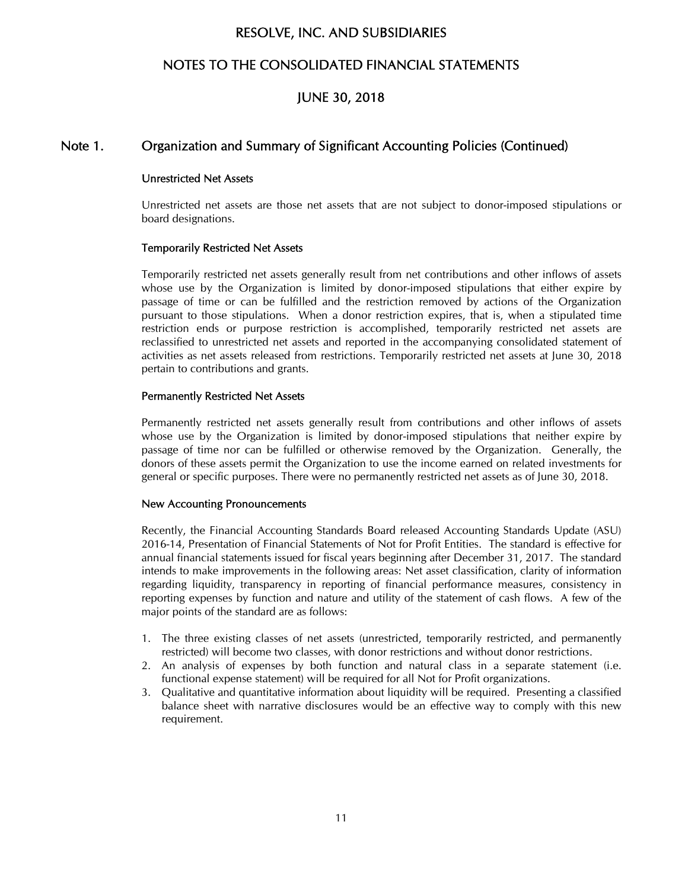## Note 1. Organization and Summary of Significant Accounting Policies (Continued)

### Unrestricted Net Assets

Unrestricted net assets are those net assets that are not subject to donor-imposed stipulations or board designations.

### Temporarily Restricted Net Assets

Temporarily restricted net assets generally result from net contributions and other inflows of assets whose use by the Organization is limited by donor-imposed stipulations that either expire by passage of time or can be fulfilled and the restriction removed by actions of the Organization pursuant to those stipulations. When a donor restriction expires, that is, when a stipulated time restriction ends or purpose restriction is accomplished, temporarily restricted net assets are reclassified to unrestricted net assets and reported in the accompanying consolidated statement of activities as net assets released from restrictions. Temporarily restricted net assets at June 30, 2018 pertain to contributions and grants.

### Permanently Restricted Net Assets

Permanently restricted net assets generally result from contributions and other inflows of assets whose use by the Organization is limited by donor-imposed stipulations that neither expire by passage of time nor can be fulfilled or otherwise removed by the Organization. Generally, the donors of these assets permit the Organization to use the income earned on related investments for general or specific purposes. There were no permanently restricted net assets as of June 30, 2018.

### New Accounting Pronouncements

Recently, the Financial Accounting Standards Board released Accounting Standards Update (ASU) 2016-14, Presentation of Financial Statements of Not for Profit Entities. The standard is effective for annual financial statements issued for fiscal years beginning after December 31, 2017. The standard intends to make improvements in the following areas: Net asset classification, clarity of information regarding liquidity, transparency in reporting of financial performance measures, consistency in reporting expenses by function and nature and utility of the statement of cash flows. A few of the major points of the standard are as follows:

1. The three existing classes of net assets (unrestricted, temporarily restricted, and permanently restricted) will become two classes, with donor restrictions and without donor restrictions.
2. An analysis of expenses by both function and natural class in a separate statement (i.e. functional expense statement) will be required for all Not for Profit organizations.
3. Qualitative and quantitative information about liquidity will be required. Presenting a classified balance sheet with narrative disclosures would be an effective way to comply with this new requirement.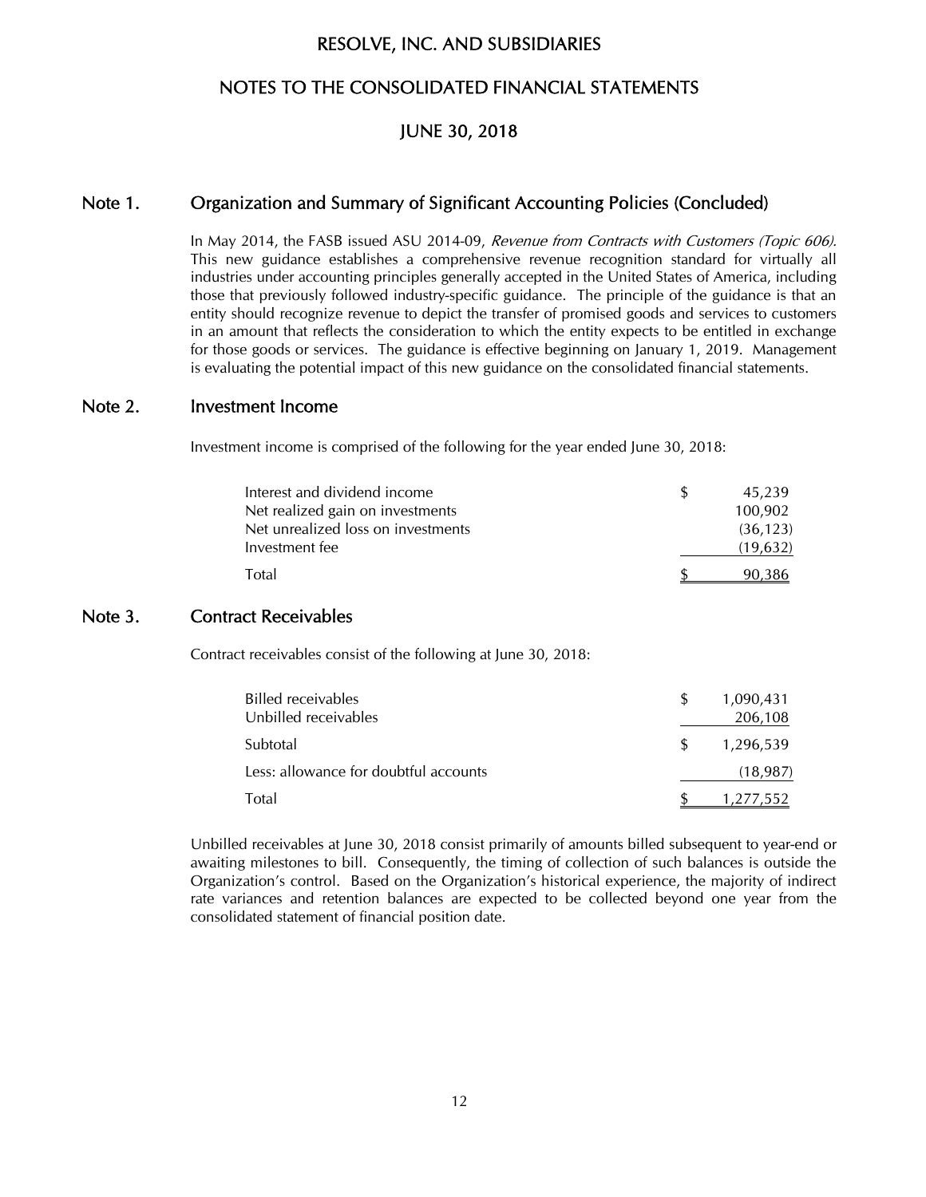# RESOLVE, INC. AND SUBSIDIARIES

## NOTES TO THE CONSOLIDATED FINANCIAL STATEMENTS

## JUNE 30, 2018

## Note 1. Organization and Summary of Significant Accounting Policies (Concluded)

In May 2014, the FASB issued ASU 2014-09, *Revenue from Contracts with Customers (Topic 606).* This new guidance establishes a comprehensive revenue recognition standard for virtually all industries under accounting principles generally accepted in the United States of America, including those that previously followed industry-specific guidance. The principle of the guidance is that an entity should recognize revenue to depict the transfer of promised goods and services to customers in an amount that reflects the consideration to which the entity expects to be entitled in exchange for those goods or services. The guidance is effective beginning on January 1, 2019. Management is evaluating the potential impact of this new guidance on the consolidated financial statements.

## Note 2. Investment Income

Investment income is comprised of the following for the year ended June 30, 2018:

| | |
|---|---|
| Interest and dividend income | $ 45,239 |
| Net realized gain on investments | 100,902 |
| Net unrealized loss on investments | (36,123) |
| Investment fee | (19,632) |
| Total | $ 90,386 |

## Note 3. Contract Receivables

Contract receivables consist of the following at June 30, 2018:

| | |
|---|---|
| Billed receivables | $ 1,090,431 |
| Unbilled receivables | 206,108 |
| Subtotal | $ 1,296,539 |
| Less: allowance for doubtful accounts | (18,987) |
| Total | $ 1,277,552 |

Unbilled receivables at June 30, 2018 consist primarily of amounts billed subsequent to year-end or awaiting milestones to bill. Consequently, the timing of collection of such balances is outside the Organization's control. Based on the Organization's historical experience, the majority of indirect rate variances and retention balances are expected to be collected beyond one year from the consolidated statement of financial position date.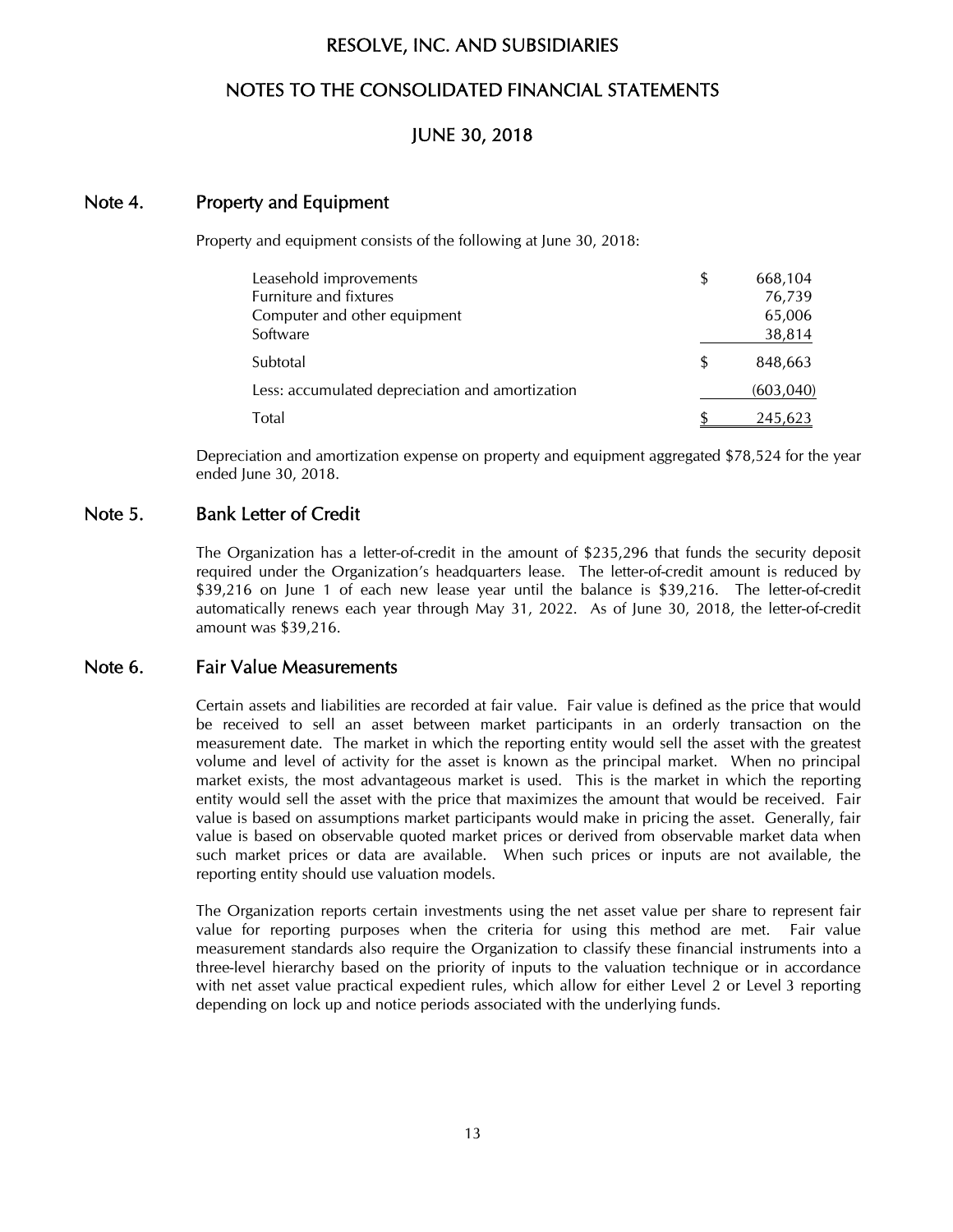## Note 4. Property and Equipment

Property and equipment consists of the following at June 30, 2018:

| | | |
|---|---|---|
| Leasehold improvements | $ | 668,104 |
| Furniture and fixtures | | 76,739 |
| Computer and other equipment | | 65,006 |
| Software | | 38,814 |
| Subtotal | $ | 848,663 |
| Less: accumulated depreciation and amortization | | (603,040) |
| Total | $ | 245,623 |

Depreciation and amortization expense on property and equipment aggregated $78,524 for the year ended June 30, 2018.

## Note 5. Bank Letter of Credit

The Organization has a letter-of-credit in the amount of $235,296 that funds the security deposit required under the Organization's headquarters lease. The letter-of-credit amount is reduced by $39,216 on June 1 of each new lease year until the balance is $39,216. The letter-of-credit automatically renews each year through May 31, 2022. As of June 30, 2018, the letter-of-credit amount was $39,216.

## Note 6. Fair Value Measurements

Certain assets and liabilities are recorded at fair value. Fair value is defined as the price that would be received to sell an asset between market participants in an orderly transaction on the measurement date. The market in which the reporting entity would sell the asset with the greatest volume and level of activity for the asset is known as the principal market. When no principal market exists, the most advantageous market is used. This is the market in which the reporting entity would sell the asset with the price that maximizes the amount that would be received. Fair value is based on assumptions market participants would make in pricing the asset. Generally, fair value is based on observable quoted market prices or derived from observable market data when such market prices or data are available. When such prices or inputs are not available, the reporting entity should use valuation models.

The Organization reports certain investments using the net asset value per share to represent fair value for reporting purposes when the criteria for using this method are met. Fair value measurement standards also require the Organization to classify these financial instruments into a three-level hierarchy based on the priority of inputs to the valuation technique or in accordance with net asset value practical expedient rules, which allow for either Level 2 or Level 3 reporting depending on lock up and notice periods associated with the underlying funds.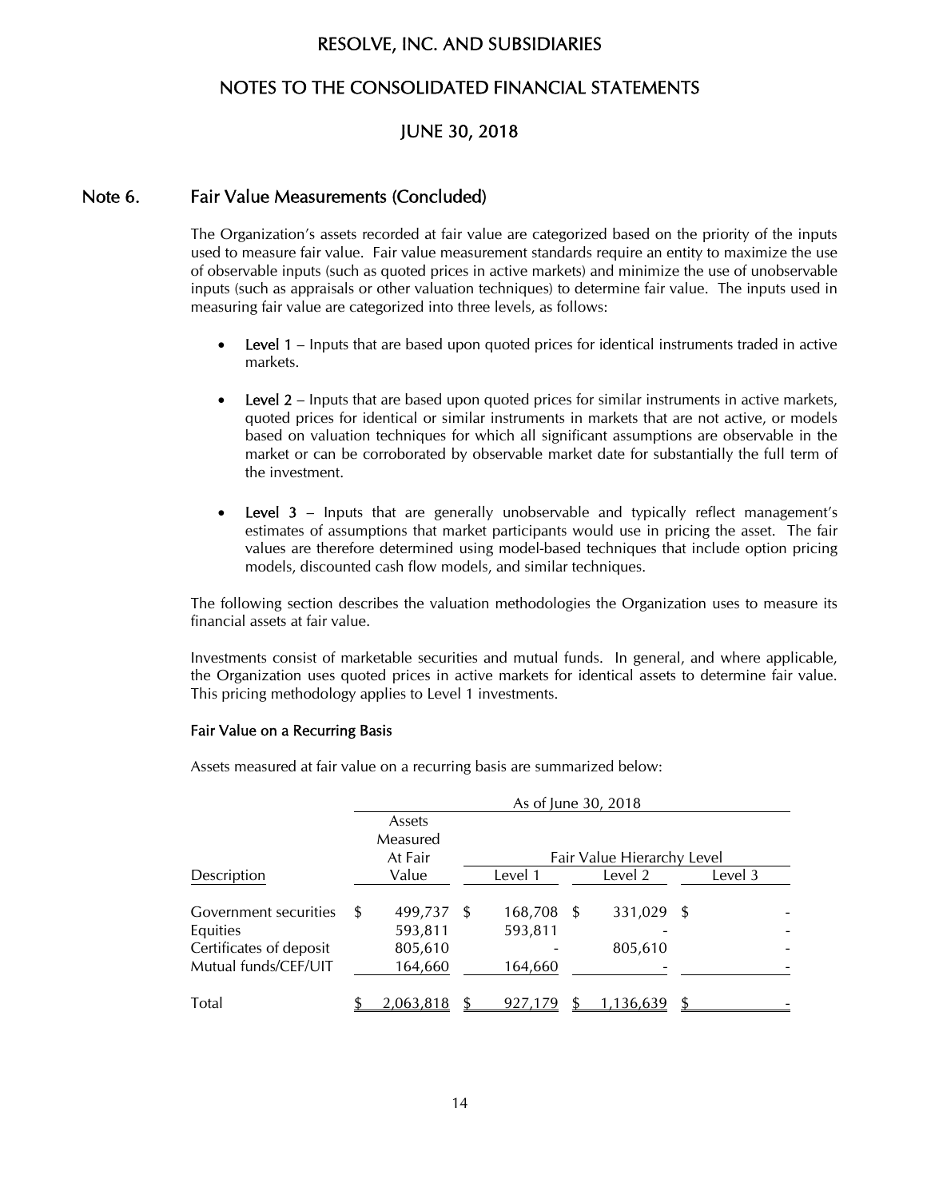# RESOLVE, INC. AND SUBSIDIARIES

## NOTES TO THE CONSOLIDATED FINANCIAL STATEMENTS

## JUNE 30, 2018

## Note 6. Fair Value Measurements (Concluded)

The Organization's assets recorded at fair value are categorized based on the priority of the inputs used to measure fair value. Fair value measurement standards require an entity to maximize the use of observable inputs (such as quoted prices in active markets) and minimize the use of unobservable inputs (such as appraisals or other valuation techniques) to determine fair value. The inputs used in measuring fair value are categorized into three levels, as follows:

- **Level 1** – Inputs that are based upon quoted prices for identical instruments traded in active markets.
- **Level 2** – Inputs that are based upon quoted prices for similar instruments in active markets, quoted prices for identical or similar instruments in markets that are not active, or models based on valuation techniques for which all significant assumptions are observable in the market or can be corroborated by observable market date for substantially the full term of the investment.
- **Level 3** – Inputs that are generally unobservable and typically reflect management's estimates of assumptions that market participants would use in pricing the asset. The fair values are therefore determined using model-based techniques that include option pricing models, discounted cash flow models, and similar techniques.

The following section describes the valuation methodologies the Organization uses to measure its financial assets at fair value.

Investments consist of marketable securities and mutual funds. In general, and where applicable, the Organization uses quoted prices in active markets for identical assets to determine fair value. This pricing methodology applies to Level 1 investments.

### Fair Value on a Recurring Basis

Assets measured at fair value on a recurring basis are summarized below:

| | As of June 30, 2018 | | | |
|---|---|---|---|---|
| | Assets Measured At Fair | Fair Value Hierarchy Level | | |
| Description | Value | Level 1 | Level 2 | Level 3 |
| Government securities | $ 499,737 | $ 168,708 | $ 331,029 | $ - |
| Equities | 593,811 | 593,811 | - | - |
| Certificates of deposit | 805,610 | - | 805,610 | - |
| Mutual funds/CEF/UIT | 164,660 | 164,660 | - | - |
| Total | $ 2,063,818 | $ 927,179 | $ 1,136,639 | $ - |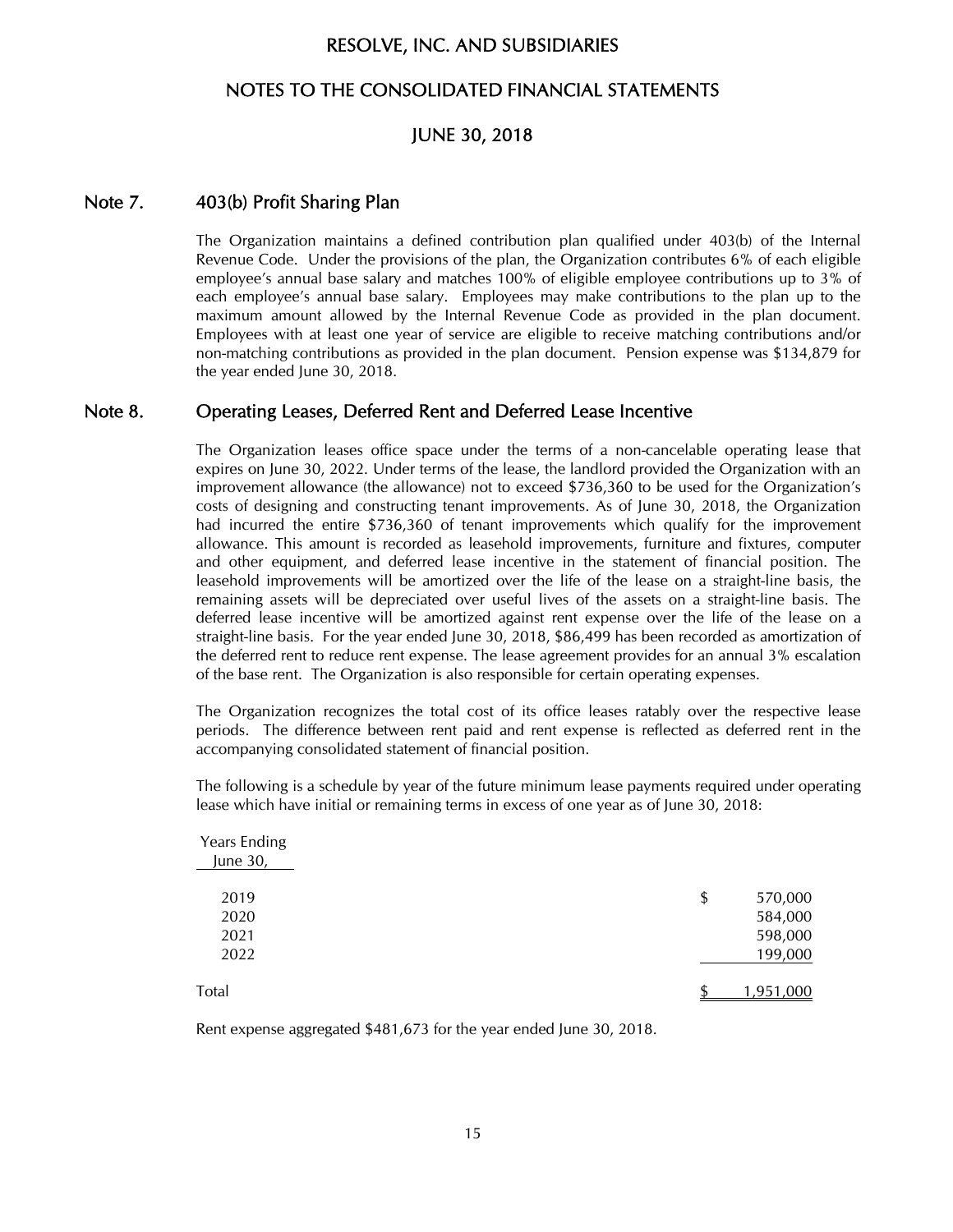# RESOLVE, INC. AND SUBSIDIARIES

## NOTES TO THE CONSOLIDATED FINANCIAL STATEMENTS

## JUNE 30, 2018

## Note 7. 403(b) Profit Sharing Plan

The Organization maintains a defined contribution plan qualified under 403(b) of the Internal Revenue Code. Under the provisions of the plan, the Organization contributes 6% of each eligible employee's annual base salary and matches 100% of eligible employee contributions up to 3% of each employee's annual base salary. Employees may make contributions to the plan up to the maximum amount allowed by the Internal Revenue Code as provided in the plan document. Employees with at least one year of service are eligible to receive matching contributions and/or non-matching contributions as provided in the plan document. Pension expense was $134,879 for the year ended June 30, 2018.

## Note 8. Operating Leases, Deferred Rent and Deferred Lease Incentive

The Organization leases office space under the terms of a non-cancelable operating lease that expires on June 30, 2022. Under terms of the lease, the landlord provided the Organization with an improvement allowance (the allowance) not to exceed $736,360 to be used for the Organization's costs of designing and constructing tenant improvements. As of June 30, 2018, the Organization had incurred the entire $736,360 of tenant improvements which qualify for the improvement allowance. This amount is recorded as leasehold improvements, furniture and fixtures, computer and other equipment, and deferred lease incentive in the statement of financial position. The leasehold improvements will be amortized over the life of the lease on a straight-line basis, the remaining assets will be depreciated over useful lives of the assets on a straight-line basis. The deferred lease incentive will be amortized against rent expense over the life of the lease on a straight-line basis. For the year ended June 30, 2018, $86,499 has been recorded as amortization of the deferred rent to reduce rent expense. The lease agreement provides for an annual 3% escalation of the base rent. The Organization is also responsible for certain operating expenses.

The Organization recognizes the total cost of its office leases ratably over the respective lease periods. The difference between rent paid and rent expense is reflected as deferred rent in the accompanying consolidated statement of financial position.

The following is a schedule by year of the future minimum lease payments required under operating lease which have initial or remaining terms in excess of one year as of June 30, 2018:

| Years Ending June 30, | |
|---|---|
| 2019 | $ 570,000 |
| 2020 | 584,000 |
| 2021 | 598,000 |
| 2022 | 199,000 |
| Total | $ 1,951,000 |

Rent expense aggregated $481,673 for the year ended June 30, 2018.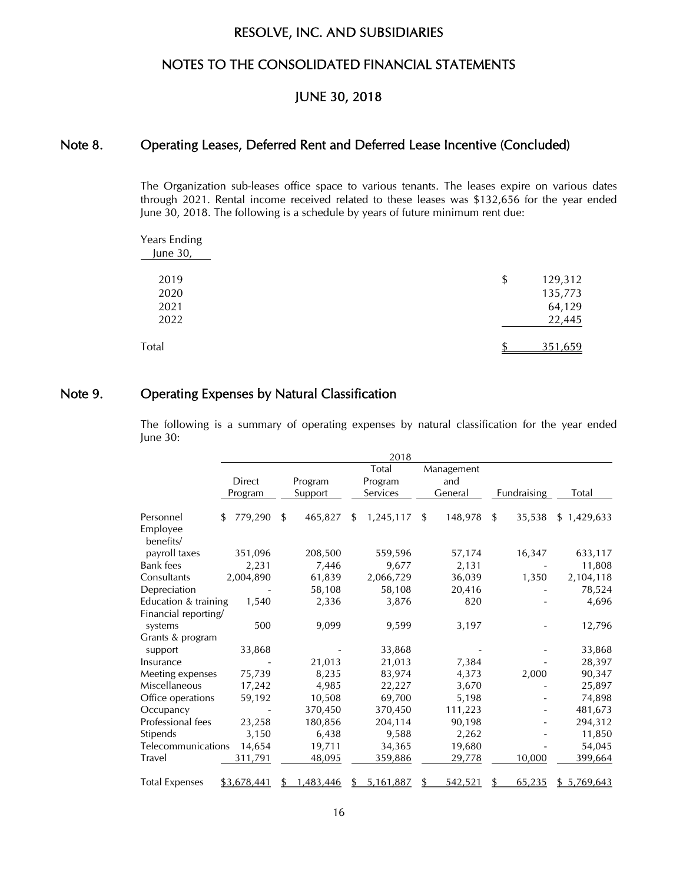## Note 8. Operating Leases, Deferred Rent and Deferred Lease Incentive (Concluded)

The Organization sub-leases office space to various tenants. The leases expire on various dates through 2021. Rental income received related to these leases was $132,656 for the year ended June 30, 2018. The following is a schedule by years of future minimum rent due:

| Years Ending June 30, | |
|---|---|
| 2019 | $ 129,312 |
| 2020 | 135,773 |
| 2021 | 64,129 |
| 2022 | 22,445 |
| Total | $ 351,659 |

## Note 9. Operating Expenses by Natural Classification

The following is a summary of operating expenses by natural classification for the year ended June 30:

| | 2018 | | | | | |
|---|---|---|---|---|---|---|
| | Direct Program | Program Support | Total Program Services | Management and General | Fundraising | Total |
| Personnel | $ 779,290 | $ 465,827 | $ 1,245,117 | $ 148,978 | $ 35,538 | $ 1,429,633 |
| Employee benefits/ payroll taxes | 351,096 | 208,500 | 559,596 | 57,174 | 16,347 | 633,117 |
| Bank fees | 2,231 | 7,446 | 9,677 | 2,131 | - | 11,808 |
| Consultants | 2,004,890 | 61,839 | 2,066,729 | 36,039 | 1,350 | 2,104,118 |
| Depreciation | - | 58,108 | 58,108 | 20,416 | - | 78,524 |
| Education & training | 1,540 | 2,336 | 3,876 | 820 | - | 4,696 |
| Financial reporting/ systems | 500 | 9,099 | 9,599 | 3,197 | - | 12,796 |
| Grants & program support | 33,868 | - | 33,868 | - | - | 33,868 |
| Insurance | - | 21,013 | 21,013 | 7,384 | - | 28,397 |
| Meeting expenses | 75,739 | 8,235 | 83,974 | 4,373 | 2,000 | 90,347 |
| Miscellaneous | 17,242 | 4,985 | 22,227 | 3,670 | - | 25,897 |
| Office operations | 59,192 | 10,508 | 69,700 | 5,198 | - | 74,898 |
| Occupancy | - | 370,450 | 370,450 | 111,223 | - | 481,673 |
| Professional fees | 23,258 | 180,856 | 204,114 | 90,198 | - | 294,312 |
| Stipends | 3,150 | 6,438 | 9,588 | 2,262 | - | 11,850 |
| Telecommunications | 14,654 | 19,711 | 34,365 | 19,680 | - | 54,045 |
| Travel | 311,791 | 48,095 | 359,886 | 29,778 | 10,000 | 399,664 |
| Total Expenses | $3,678,441 | $ 1,483,446 | $ 5,161,887 | $ 542,521 | $ 65,235 | $ 5,769,643 |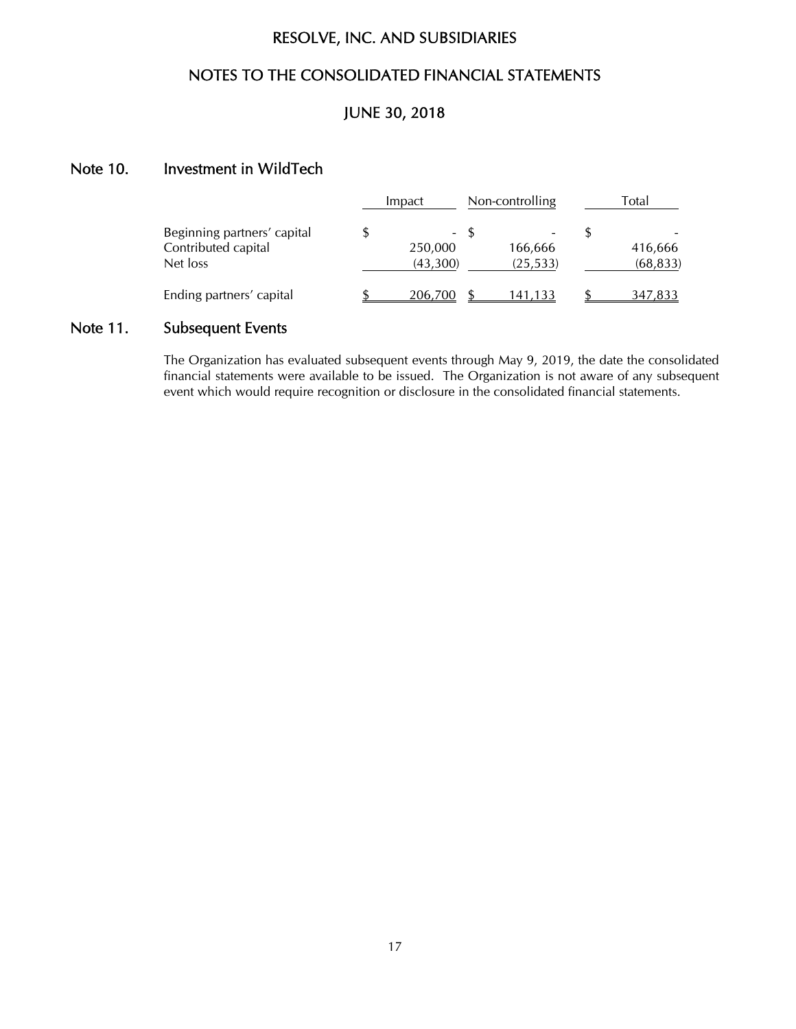## Note 10. Investment in WildTech

| | Impact | Non-controlling | Total |
|---|---|---|---|
| Beginning partners' capital | $ - | $ - | $ - |
| Contributed capital | 250,000 | 166,666 | 416,666 |
| Net loss | (43,300) | (25,533) | (68,833) |
| Ending partners' capital | $ 206,700 | $ 141,133 | $ 347,833 |

## Note 11. Subsequent Events

The Organization has evaluated subsequent events through May 9, 2019, the date the consolidated financial statements were available to be issued. The Organization is not aware of any subsequent event which would require recognition or disclosure in the consolidated financial statements.